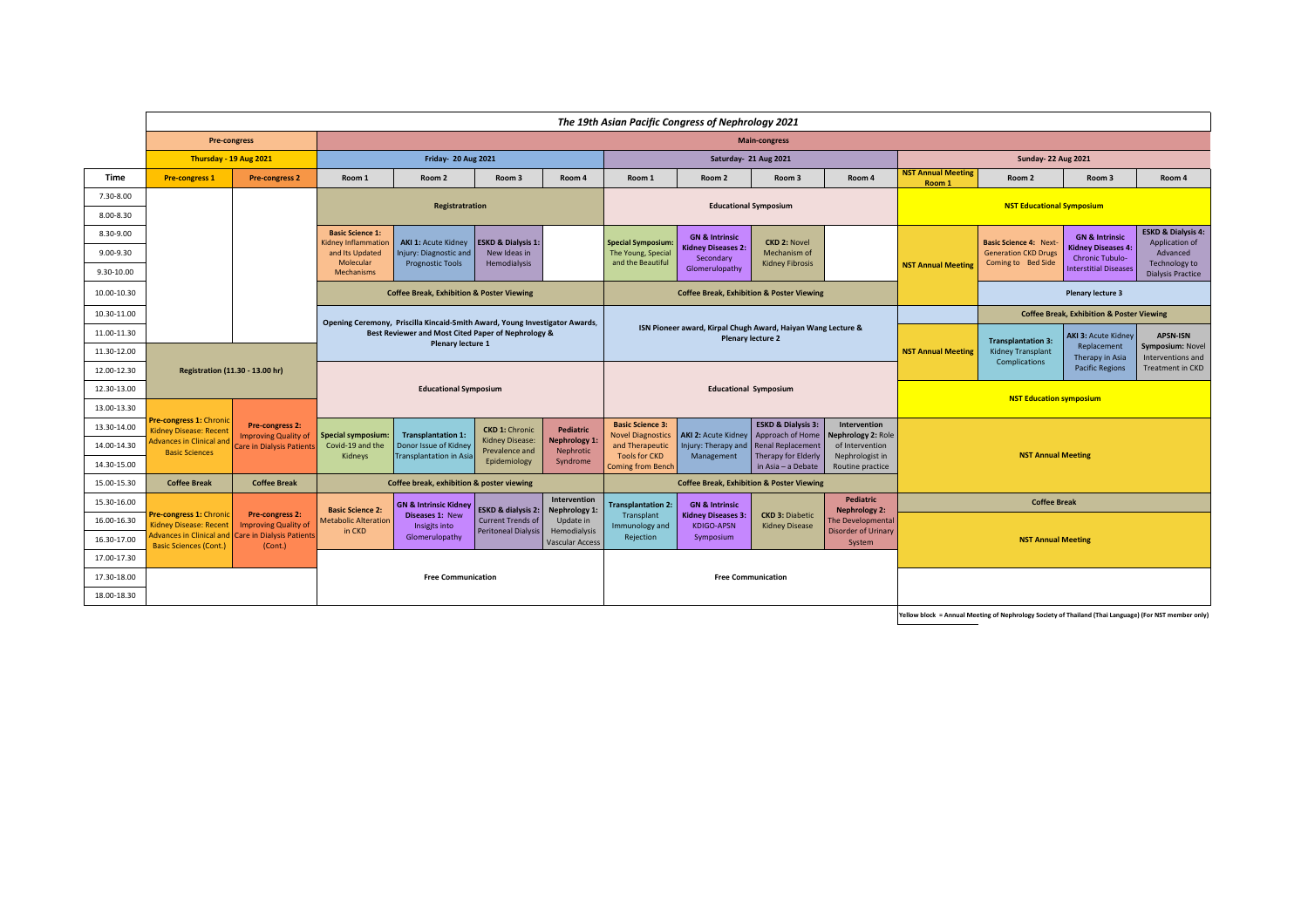# The 19th Asian Pacific Congress of Nephrology 2021

| Time | Pre-congress 1 | Pre-congress 2 | Room 1 | Room 2 | Room 3 | Room 4 | Room 1 | Room 2 | Room 3 | Room 4 | NST Annual Meeting Room 1 | Room 2 | Room 3 | Room 4 |
|---|---|---|---|---|---|---|---|---|---|---|---|---|---|---|
| | **Pre-congress** | | **Main-congress** | | | | | | | | | | | |
| | **Thursday - 19 Aug 2021** | | **Friday- 20 Aug 2021** | | | | **Saturday- 21 Aug 2021** | | | | **Sunday- 22 Aug 2021** | | | |
| 7.30-8.00 | | | | | | | **Educational Symposium** | | | | **NST Educational Symposium** | | | |
| 8.00-8.30 | | | **Registratration** | | | | **Educational Symposium** | | | | **NST Educational Symposium** | | | |
| 8.30-9.00 | | | **Basic Science 1:** Kidney Inflammation and Its Updated Molecular Mechanisms | **AKI 1:** Acute Kidney Injury: Diagnostic and Prognostic Tools | **ESKD & Dialysis 1:** New Ideas in Hemodialysis | | **Special Symposium:** The Young, Special and the Beautiful | **GN & Intrinsic Kidney Diseases 2:** Secondary Glomerulopathy | **CKD 2:** Novel Mechanism of Kidney Fibrosis | | **NST Annual Meeting** | **Basic Science 4:** Next-Generation CKD Drugs Coming to Bed Side | **GN & Intrinsic Kidney Diseases 4:** Chronic Tubulo-Interstitial Diseases | **ESKD & Dialysis 4:** Application of Advanced Technology to Dialysis Practice |
| 9.00-9.30 | | | | | | | | | | | | | | |
| 9.30-10.00 | | | | | | | | | | | | | | |
| 10.00-10.30 | | | **Coffee Break, Exhibition & Poster Viewing** | | | | **Coffee Break, Exhibition & Poster Viewing** | | | | | **Plenary lecture 3** | | |
| 10.30-11.00 | | | **Opening Ceremony, Priscilla Kincaid-Smith Award, Young Investigator Awards, Best Reviewer and Most Cited Paper of Nephrology & Plenary lecture 1** | | | | **ISN Pioneer award, Kirpal Chugh Award, Haiyan Wang Lecture & Plenary lecture 2** | | | | | **Coffee Break, Exhibition & Poster Viewing** | | |
| 11.00-11.30 | | | | | | | | | | | **NST Annual Meeting** | **Transplantation 3:** Kidney Transplant Complications | **AKI 3:** Acute Kidney Replacement Therapy in Asia Pacific Regions | **APSN-ISN Symposium:** Novel Interventions and Treatment in CKD |
| 11.30-12.00 | **Registration (11.30 - 13.00 hr)** | | | | | | | | | | | | | |
| 12.00-12.30 | | | **Educational Symposium** | | | | **Educational Symposium** | | | | | | | |
| 12.30-13.00 | | | | | | | | | | | **NST Education symposium** | | | |
| 13.00-13.30 | **Pre-congress 1:** Chronic Kidney Disease: Recent Advances in Clinical and Basic Sciences | **Pre-congress 2:** Improving Quality of Care in Dialysis Patients | | | | | | | | | | | | |
| 13.30-14.00 | | | **Special symposium:** Covid-19 and the Kidneys | **Transplantation 1:** Donor Issue of Kidney Transplantation in Asia | **CKD 1:** Chronic Kidney Disease: Prevalence and Epidemiology | **Pediatric Nephrology 1:** Nephrotic Syndrome | **Basic Science 3:** Novel Diagnostics and Therapeutic Tools for CKD Coming from Bench | **AKI 2:** Acute Kidney Injury: Therapy and Management | **ESKD & Dialysis 3:** Approach of Home Renal Replacement Therapy for Elderly in Asia – a Debate | **Intervention Nephrology 2:** Role of Intervention Nephrologist in Routine practice | **NST Annual Meeting** | | | |
| 14.00-14.30 | | | | | | | | | | | | | | |
| 14.30-15.00 | | | | | | | | | | | | | | |
| 15.00-15.30 | **Coffee Break** | **Coffee Break** | **Coffee break, exhibition & poster viewing** | | | | **Coffee Break, Exhibition & Poster Viewing** | | | | | | | |
| 15.30-16.00 | **Pre-congress 1:** Chronic Kidney Disease: Recent Advances in Clinical and Basic Sciences (Cont.) | **Pre-congress 2:** Improving Quality of Care in Dialysis Patients (Cont.) | **Basic Science 2:** Metabolic Alteration in CKD | **GN & Intrinsic Kidney Diseases 1:** New Insigjts into Glomerulopathy | **ESKD & dialysis 2:** Current Trends of Peritoneal Dialysis | **Intervention Nephrology 1:** Update in Hemodialysis Vascular Access | **Transplantation 2:** Transplant Immunology and Rejection | **GN & Intrinsic Kidney Diseases 3:** KDIGO-APSN Symposium | **CKD 3:** Diabetic Kidney Disease | **Pediatric Nephrology 2:** The Developmental Disorder of Urinary System | **Coffee Break** | | | |
| 16.00-16.30 | | | | | | | | | | | **NST Annual Meeting** | | | |
| 16.30-17.00 | | | | | | | | | | | | | | |
| 17.00-17.30 | | | | | | | | | | | | | | |
| 17.30-18.00 | | | **Free Communication** | | | | **Free Communication** | | | | | | | |
| 18.00-18.30 | | | | | | | | | | | | | | |

**Yellow block = Annual Meeting of Nephrology Society of Thailand (Thai Language) (For NST member only)**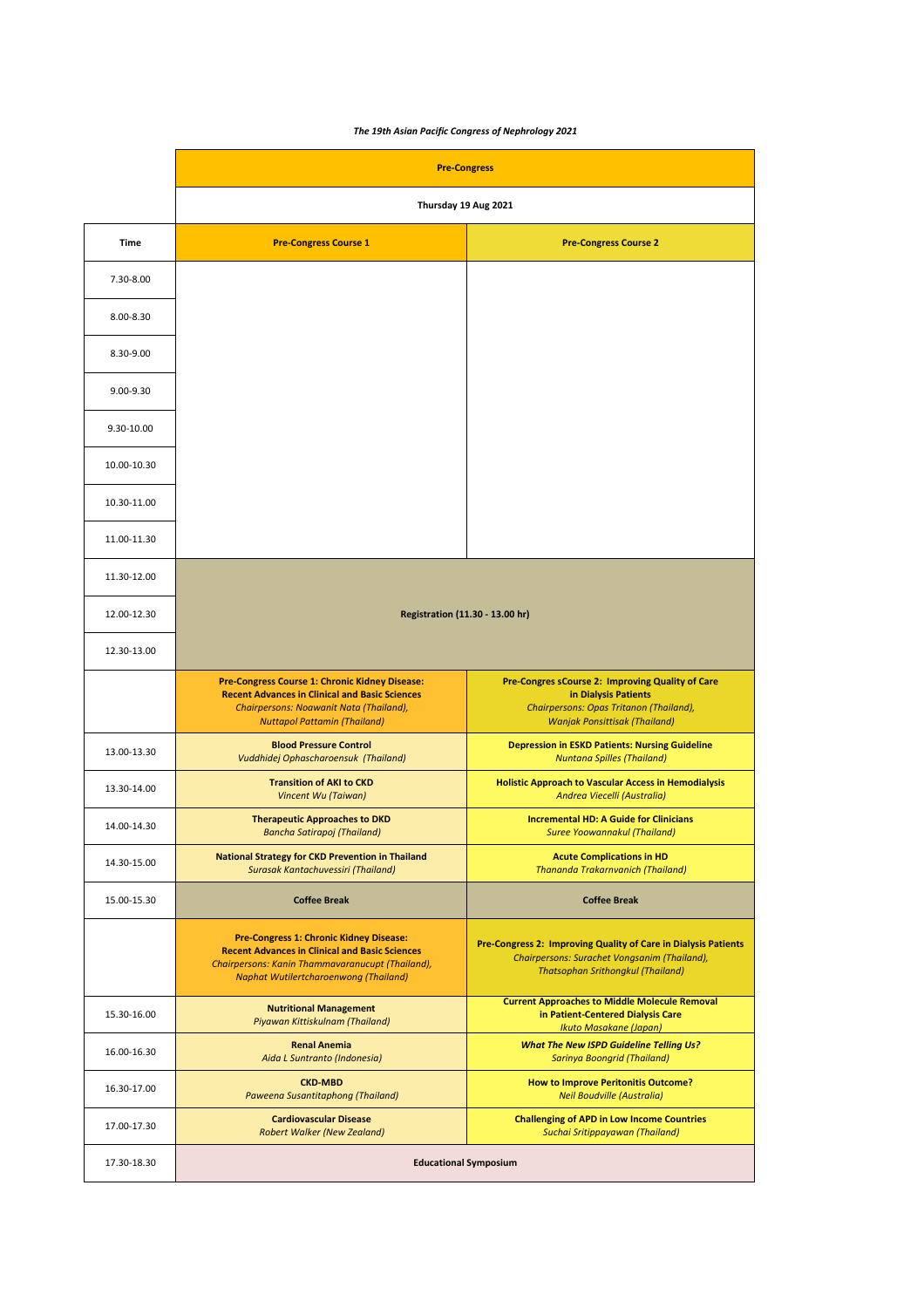*The 19th Asian Pacific Congress of Nephrology 2021*

| | **Pre-Congress** | |
|---|---|---|
| | **Thursday 19 Aug 2021** | |
| **Time** | **Pre-Congress Course 1** | **Pre-Congress Course 2** |
| 7.30-8.00 | | |
| 8.00-8.30 | | |
| 8.30-9.00 | | |
| 9.00-9.30 | | |
| 9.30-10.00 | | |
| 10.00-10.30 | | |
| 10.30-11.00 | | |
| 11.00-11.30 | | |
| 11.30-12.00 | **Registration (11.30 - 13.00 hr)** | |
| 12.00-12.30 | | |
| 12.30-13.00 | | |
| | **Pre-Congress Course 1: Chronic Kidney Disease: Recent Advances in Clinical and Basic Sciences** *Chairpersons: Noawanit Nata (Thailand), Nuttapol Pattamin (Thailand)* | **Pre-Congres sCourse 2: Improving Quality of Care in Dialysis Patients** *Chairpersons: Opas Tritanon (Thailand), Wanjak Ponsittisak (Thailand)* |
| 13.00-13.30 | **Blood Pressure Control** *Vuddhidej Ophascharoensuk (Thailand)* | **Depression in ESKD Patients: Nursing Guideline** *Nuntana Spilles (Thailand)* |
| 13.30-14.00 | **Transition of AKI to CKD** *Vincent Wu (Taiwan)* | **Holistic Approach to Vascular Access in Hemodialysis** *Andrea Viecelli (Australia)* |
| 14.00-14.30 | **Therapeutic Approaches to DKD** *Bancha Satirapoj (Thailand)* | **Incremental HD: A Guide for Clinicians** *Suree Yoowannakul (Thailand)* |
| 14.30-15.00 | **National Strategy for CKD Prevention in Thailand** *Surasak Kantachuvessiri (Thailand)* | **Acute Complications in HD** *Thananda Trakarnvanich (Thailand)* |
| 15.00-15.30 | **Coffee Break** | **Coffee Break** |
| | **Pre-Congress 1: Chronic Kidney Disease: Recent Advances in Clinical and Basic Sciences** *Chairpersons: Kanin Thammavaranucupt (Thailand), Naphat Wutilertcharoenwong (Thailand)* | **Pre-Congress 2: Improving Quality of Care in Dialysis Patients** *Chairpersons: Surachet Vongsanim (Thailand), Thatsophan Srithongkul (Thailand)* |
| 15.30-16.00 | **Nutritional Management** *Piyawan Kittiskulnam (Thailand)* | **Current Approaches to Middle Molecule Removal in Patient-Centered Dialysis Care** *Ikuto Masakane (Japan)* |
| 16.00-16.30 | **Renal Anemia** *Aida L Suntranto (Indonesia)* | ***What The New ISPD Guideline Telling Us?*** *Sarinya Boongrid (Thailand)* |
| 16.30-17.00 | **CKD-MBD** *Paweena Susantitaphong (Thailand)* | **How to Improve Peritonitis Outcome?** *Neil Boudville (Australia)* |
| 17.00-17.30 | **Cardiovascular Disease** *Robert Walker (New Zealand)* | **Challenging of APD in Low Income Countries** *Suchai Sritippayawan (Thailand)* |
| 17.30-18.30 | **Educational Symposium** | |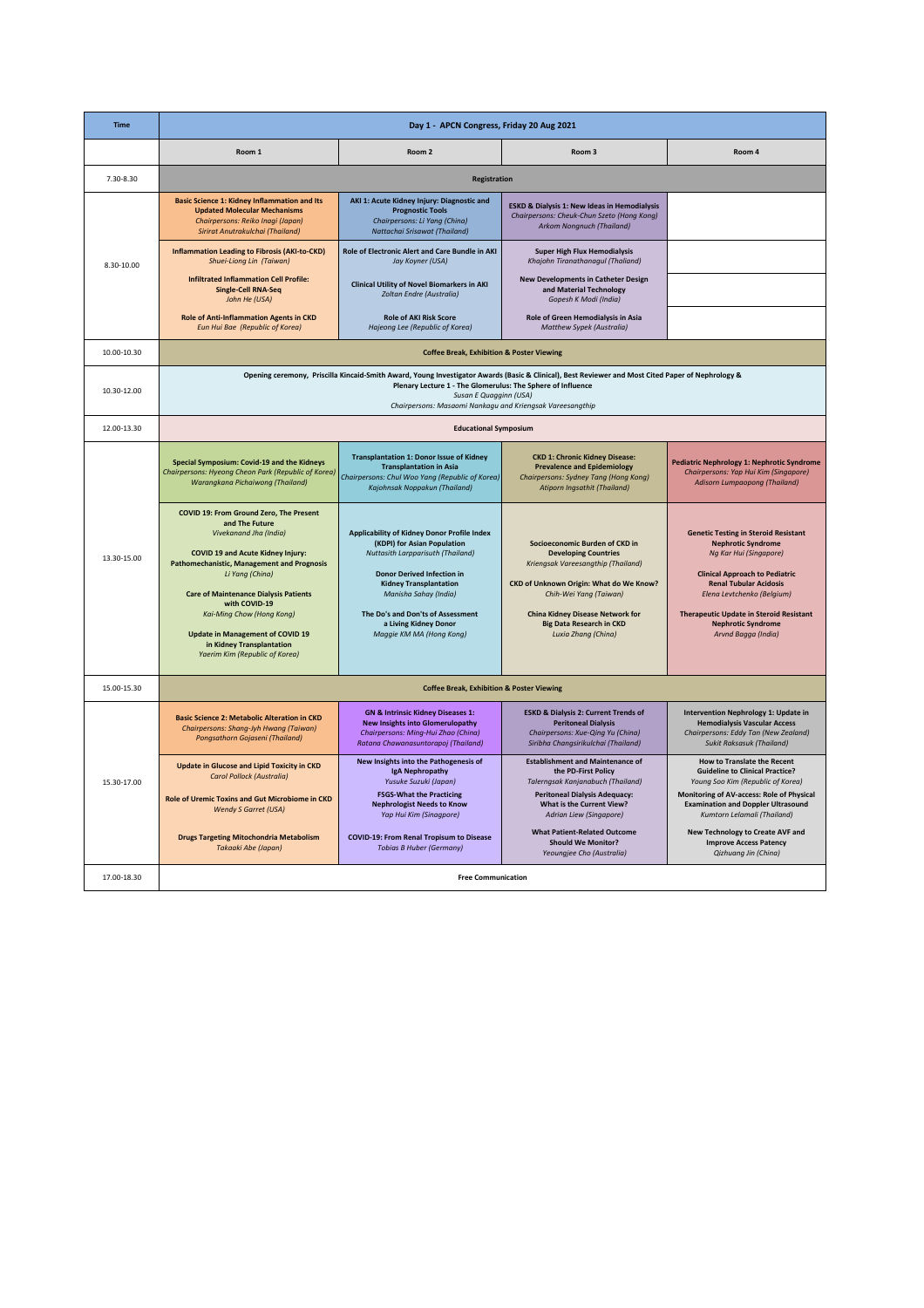| Time | Day 1 - APCN Congress, Friday 20 Aug 2021 | | | |
|---|---|---|---|---|
| | Room 1 | Room 2 | Room 3 | Room 4 |
| 7.30-8.30 | Registration | | | |
| 8.30-10.00 | **Basic Science 1: Kidney Inflammation and Its Updated Molecular Mechanisms**<br>*Chairpersons: Reiko Inagi (Japan)*<br>*Sirirat Anutrakulchai (Thailand)*<br><br>**Inflammation Leading to Fibrosis (AKI-to-CKD)**<br>*Shuei-Liong Lin (Taiwan)*<br><br>**Infiltrated Inflammation Cell Profile: Single-Cell RNA-Seq**<br>*John He (USA)*<br><br>**Role of Anti-Inflammation Agents in CKD**<br>*Eun Hui Bae (Republic of Korea)* | **AKI 1: Acute Kidney Injury: Diagnostic and Prognostic Tools**<br>*Chairpersons: Li Yang (China)*<br>*Nattachai Srisawat (Thailand)*<br><br>**Role of Electronic Alert and Care Bundle in AKI**<br>*Jay Koyner (USA)*<br><br>**Clinical Utility of Novel Biomarkers in AKI**<br>*Zoltan Endre (Australia)*<br><br>**Role of AKI Risk Score**<br>*Hajeong Lee (Republic of Korea)* | **ESKD & Dialysis 1: New Ideas in Hemodialysis**<br>*Chairpersons: Cheuk-Chun Szeto (Hong Kong)*<br>*Arkom Nongnuch (Thailand)*<br><br>**Super High Flux Hemodialysis**<br>*Khajohn Tiranathanagul (Thailand)*<br><br>**New Developments in Catheter Design and Material Technology**<br>*Gopesh K Modi (India)*<br><br>**Role of Green Hemodialysis in Asia**<br>*Matthew Sypek (Australia)* | |
| 10.00-10.30 | Coffee Break, Exhibition & Poster Viewing | | | |
| 10.30-12.00 | Opening ceremony, Priscilla Kincaid-Smith Award, Young Investigator Awards (Basic & Clinical), Best Reviewer and Most Cited Paper of Nephrology &<br>Plenary Lecture 1 - The Glomerulus: The Sphere of Influence<br>*Susan E Quagginn (USA)*<br>*Chairpersons: Masaomi Nankagu and Kriengsak Vareesangthip* | | | |
| 12.00-13.30 | Educational Symposium | | | |
| 13.30-15.00 | **Special Symposium: Covid-19 and the Kidneys**<br>*Chairpersons: Hyeong Cheon Park (Republic of Korea)*<br>*Warangkana Pichaiwong (Thailand)*<br><br>**COVID 19: From Ground Zero, The Present and The Future**<br>*Vivekanand Jha (India)*<br><br>**COVID 19 and Acute Kidney Injury: Pathomechanistic, Management and Prognosis**<br>*Li Yang (China)*<br><br>**Care of Maintenance Dialysis Patients with COVID-19**<br>*Kai-Ming Chow (Hong Kong)*<br><br>**Update in Management of COVID 19 in Kidney Transplantation**<br>*Yaerim Kim (Republic of Korea)* | **Transplantation 1: Donor Issue of Kidney Transplantation in Asia**<br>*Chairpersons: Chul Woo Yang (Republic of Korea)*<br>*Kajohnsak Noppakun (Thailand)*<br><br>**Applicability of Kidney Donor Profile Index (KDPI) for Asian Population**<br>*Nuttasith Larpparisuth (Thailand)*<br><br>**Donor Derived Infection in Kidney Transplantation**<br>*Manisha Sahay (India)*<br><br>**The Do's and Don'ts of Assessment a Living Kidney Donor**<br>*Maggie KM MA (Hong Kong)* | **CKD 1: Chronic Kidney Disease: Prevalence and Epidemiology**<br>*Chairpersons: Sydney Tang (Hong Kong)*<br>*Atiporn Ingsathit (Thailand)*<br><br>**Socioeconomic Burden of CKD in Developing Countries**<br>*Kriengsak Vareesangthip (Thailand)*<br><br>**CKD of Unknown Origin: What do We Know?**<br>*Chih-Wei Yang (Taiwan)*<br><br>**China Kidney Disease Network for Big Data Research in CKD**<br>*Luxia Zhang (China)* | **Pediatric Nephrology 1: Nephrotic Syndrome**<br>*Chairpersons: Yap Hui Kim (Singapore)*<br>*Adisorn Lumpaopong (Thailand)*<br><br>**Genetic Testing in Steroid Resistant Nephrotic Syndrome**<br>*Ng Kar Hui (Singapore)*<br><br>**Clinical Approach to Pediatric Renal Tubular Acidosis**<br>*Elena Levtchenko (Belgium)*<br><br>**Therapeutic Update in Steroid Resistant Nephrotic Syndrome**<br>*Arvnd Bagga (India)* |
| 15.00-15.30 | Coffee Break, Exhibition & Poster Viewing | | | |
| 15.30-17.00 | **Basic Science 2: Metabolic Alteration in CKD**<br>*Chairpersons: Shang-Jyh Hwang (Taiwan)*<br>*Pongsathorn Gojaseni (Thailand)*<br><br>**Update in Glucose and Lipid Toxicity in CKD**<br>*Carol Pollock (Australia)*<br><br>**Role of Uremic Toxins and Gut Microbiome in CKD**<br>*Wendy S Garret (USA)*<br><br>**Drugs Targeting Mitochondria Metabolism**<br>*Takaaki Abe (Japan)* | **GN & Intrinsic Kidney Diseases 1: New Insights into Glomerulopathy**<br>*Chairpersons: Ming-Hui Zhao (China)*<br>*Ratana Chawanasuntorapoj (Thailand)*<br><br>**New Insights into the Pathogenesis of IgA Nephropathy**<br>*Yusuke Suzuki (Japan)*<br><br>**FSGS-What the Practicing Nephrologist Needs to Know**<br>*Yap Hui Kim (Singapore)*<br><br>**COVID-19: From Renal Tropisum to Disease**<br>*Tobias B Huber (Germany)* | **ESKD & Dialysis 2: Current Trends of Peritoneal Dialysis**<br>*Chairpersons: Xue-Qing Yu (China)*<br>*Siribha Changsirikulchai (Thailand)*<br><br>**Establishment and Maintenance of the PD-First Policy**<br>*Talerngsak Kanjanabuch (Thailand)*<br><br>**Peritoneal Dialysis Adequacy: What is the Current View?**<br>*Adrian Liew (Singapore)*<br><br>**What Patient-Related Outcome Should We Monitor?**<br>*Yeoungjee Cho (Australia)* | **Intervention Nephrology 1: Update in Hemodialysis Vascular Access**<br>*Chairpersons: Eddy Tan (New Zealand)*<br>*Sukit Raksasuk (Thailand)*<br><br>**How to Translate the Recent Guideline to Clinical Practice?**<br>*Young Soo Kim (Republic of Korea)*<br><br>**Monitoring of AV-access: Role of Physical Examination and Doppler Ultrasound**<br>*Kumtorn Lelamali (Thailand)*<br><br>**New Technology to Create AVF and Improve Access Patency**<br>*Qizhuang Jin (China)* |
| 17.00-18.30 | Free Communication | | | |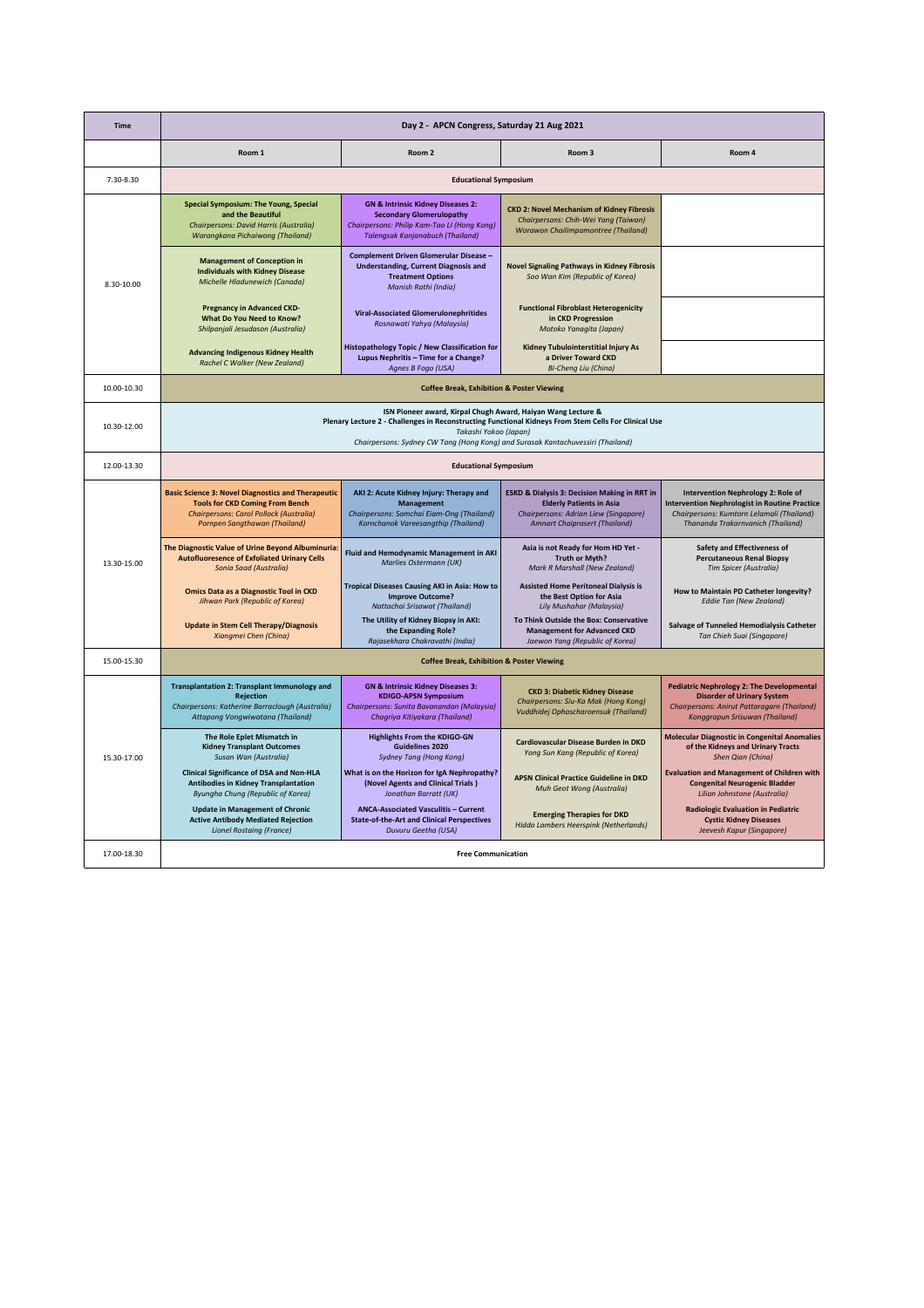| Time | Day 2 - APCN Congress, Saturday 21 Aug 2021 | | | |
|---|---|---|---|---|
| | Room 1 | Room 2 | Room 3 | Room 4 |
| 7.30-8.30 | **Educational Symposium** | | | |
| 8.30-10.00 | **Special Symposium: The Young, Special and the Beautiful** *Chairpersons: David Harris (Australia) Warangkana Pichaiwong (Thailand)* | **GN & Intrinsic Kidney Diseases 2: Secondary Glomerulopathy** *Chairpersons: Philip Kam-Tao LI (Hong Kong) Talengsak Kanjanabuch (Thailand)* | **CKD 2: Novel Mechanism of Kidney Fibrosis** *Chairpersons: Chih-Wei Yang (Taiwan) Worawon Chailimpamontree (Thailand)* | |
| | **Management of Conception in Individuals with Kidney Disease** *Michelle Hladunewich (Canada)* | **Complement Driven Glomerular Disease – Understanding, Current Diagnosis and Treatment Options** *Manish Rathi (India)* | **Novel Signaling Pathways in Kidney Fibrosis** *Soo Wan Kim (Republic of Korea)* | |
| | **Pregnancy in Advanced CKD- What Do You Need to Know?** *Shilpanjali Jesudason (Australia)* | **Viral-Associated Glomerulonephritides** *Rosnawati Yahya (Malaysia)* | **Functional Fibroblast Heterogenicity in CKD Progression** *Motoko Yanagita (Japan)* | |
| | **Advancing Indigenous Kidney Health** *Rachel C Walker (New Zealand)* | **Histopathology Topic / New Classification for Lupus Nephritis – Time for a Change?** *Agnes B Fogo (USA)* | **Kidney Tubulointerstitial Injury As a Driver Toward CKD** *Bi-Cheng Liu (China)* | |
| 10.00-10.30 | **Coffee Break, Exhibition & Poster Viewing** | | | |
| 10.30-12.00 | **ISN Pioneer award, Kirpal Chugh Award, Haiyan Wang Lecture & Plenary Lecture 2 - Challenges in Reconstructing Functional Kidneys From Stem Cells For Clinical Use** *Takashi Yokoo (Japan)* *Chairpersons: Sydney CW Tang (Hong Kong) and Surasak Kantachuvessiri (Thailand)* | | | |
| 12.00-13.30 | **Educational Symposium** | | | |
| 13.30-15.00 | **Basic Science 3: Novel Diagnostics and Therapeutic Tools for CKD Coming From Bench** *Chairpersons: Carol Pollock (Australia) Pornpen Sangthawan (Thailand)* | **AKI 2: Acute Kidney Injury: Therapy and Management** *Chairpersons: Somchai Eiam-Ong (Thailand) Kornchanok Vareesangthip (Thailand)* | **ESKD & Dialysis 3: Decision Making in RRT in Elderly Patients in Asia** *Chairpersons: Adrian Liew (Singapore) Amnart Chaiprasert (Thailand)* | **Intervention Nephrology 2: Role of Intervention Nephrologist in Routine Practice** *Chairpersons: Kumtorn Lelamali (Thailand) Thananda Trakarnvanich (Thailand)* |
| | **The Diagnostic Value of Urine Beyond Albuminuria: Autofluoresence of Exfoliated Urinary Cells** *Sonia Saad (Australia)* | **Fluid and Hemodynamic Management in AKI** *Marlies Ostermann (UK)* | **Asia is not Ready for Hom HD Yet - Truth or Myth?** *Mark R Marshall (New Zealand)* | **Safety and Effectiveness of Percutaneous Renal Biopsy** *Tim Spicer (Australia)* |
| | **Omics Data as a Diagnostic Tool in CKD** *Jihwan Park (Republic of Korea)* | **Tropical Diseases Causing AKI in Asia: How to Improve Outcome?** *Nattachai Srisawat (Thailand)* | **Assisted Home Peritoneal Dialysis is the Best Option for Asia** *Lily Mushahar (Malaysia)* | **How to Maintain PD Catheter longevity?** *Eddie Tan (New Zealand)* |
| | **Update in Stem Cell Therapy/Diagnosis** *Xiangmei Chen (China)* | **The Utility of Kidney Biopsy in AKI: the Expanding Role?** *Rajasekhara Chakravathi (India)* | **To Think Outside the Box: Conservative Management for Advanced CKD** *Jaewon Yang (Republic of Korea)* | **Salvage of Tunneled Hemodialysis Catheter** *Tan Chieh Suai (Singapore)* |
| 15.00-15.30 | **Coffee Break, Exhibition & Poster Viewing** | | | |
| 15.30-17.00 | **Transplantation 2: Transplant Immunology and Rejection** *Chairpersons: Katherine Barraclough (Australia) Attapong Vongwiwatana (Thailand)* | **GN & Intrinsic Kidney Diseases 3: KDIGO-APSN Symposium** *Chairpersons: Sunita Bavanandan (Malaysia) Chagriya Kitiyakara (Thailand)* | **CKD 3: Diabetic Kidney Disease** *Chairpersons: Siu-Ka Mak (Hong Kong) Vuddhidej Ophascharoensuk (Thailand)* | **Pediatric Nephrology 2: The Developmental Disorder of Urinary System** *Chairpersons: Anirut Pattaragarn (Thailand) Konggrapun Srisuwan (Thailand)* |
| | **The Role Eplet Mismatch in Kidney Transplant Outcomes** *Susan Wan (Australia)* | **Highlights From the KDIGO-GN Guidelines 2020** *Sydney Tang (Hong Kong)* | **Cardiovascular Disease Burden in DKD** *Yong Sun Kang (Republic of Korea)* | **Molecular Diagnostic in Congenital Anomalies of the Kidneys and Urinary Tracts** *Shen Qian (China)* |
| | **Clinical Significance of DSA and Non-HLA Antibodies in Kidney Transplantation** *Byungha Chung (Republic of Korea)* | **What is on the Horizon for IgA Nephropathy? (Novel Agents and Clinical Trials )** *Jonathan Barratt (UK)* | **APSN Clinical Practice Guideline in DKD** *Muh Geot Wong (Australia)* | **Evaluation and Management of Children with Congenital Neurogenic Bladder** *Lilian Johnstone (Australia)* |
| | **Update in Management of Chronic Active Antibody Mediated Rejection** *Lionel Rostaing (France)* | **ANCA-Associated Vasculitis – Current State-of-the-Art and Clinical Perspectives** *Duvuru Geetha (USA)* | **Emerging Therapies for DKD** *Hiddo Lambers Heerspink (Netherlands)* | **Radiologic Evaluation in Pediatric Cystic Kidney Diseases** *Jeevesh Kapur (Singapore)* |
| 17.00-18.30 | **Free Communication** | | | |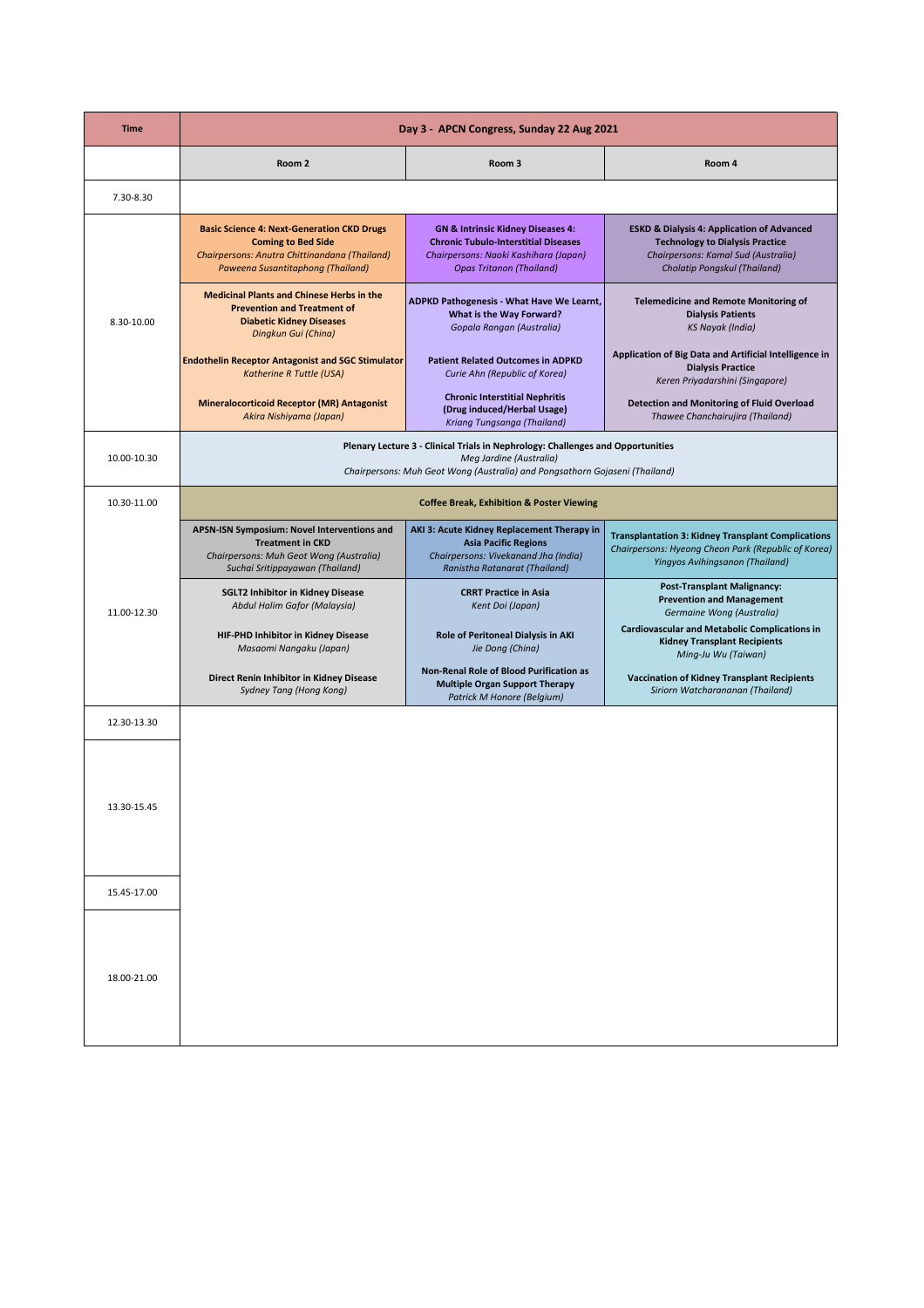| Time | Day 3 - APCN Congress, Sunday 22 Aug 2021 | | |
|---|---|---|---|
| | Room 2 | Room 3 | Room 4 |
| 7.30-8.30 | | | |
| 8.30-10.00 | **Basic Science 4: Next-Generation CKD Drugs Coming to Bed Side**<br>*Chairpersons: Anutra Chittinandana (Thailand)*<br>*Paweena Susantitaphong (Thailand)* | **GN & Intrinsic Kidney Diseases 4: Chronic Tubulo-Interstitial Diseases**<br>*Chairpersons: Naoki Kashihara (Japan)*<br>*Opas Tritanon (Thailand)* | **ESKD & Dialysis 4: Application of Advanced Technology to Dialysis Practice**<br>*Chairpersons: Kamal Sud (Australia)*<br>*Cholatip Pongskul (Thailand)* |
| | **Medicinal Plants and Chinese Herbs in the Prevention and Treatment of Diabetic Kidney Diseases**<br>*Dingkun Gui (China)* | **ADPKD Pathogenesis - What Have We Learnt, What is the Way Forward?**<br>*Gopala Rangan (Australia)* | **Telemedicine and Remote Monitoring of Dialysis Patients**<br>*KS Nayak (India)* |
| | **Endothelin Receptor Antagonist and SGC Stimulator**<br>*Katherine R Tuttle (USA)* | **Patient Related Outcomes in ADPKD**<br>*Curie Ahn (Republic of Korea)* | **Application of Big Data and Artificial Intelligence in Dialysis Practice**<br>*Keren Priyadarshini (Singapore)* |
| | **Mineralocorticoid Receptor (MR) Antagonist**<br>*Akira Nishiyama (Japan)* | **Chronic Interstitial Nephritis (Drug induced/Herbal Usage)**<br>*Kriang Tungsanga (Thailand)* | **Detection and Monitoring of Fluid Overload**<br>*Thawee Chanchairujira (Thailand)* |
| 10.00-10.30 | **Plenary Lecture 3 - Clinical Trials in Nephrology: Challenges and Opportunities**<br>*Meg Jardine (Australia)*<br>*Chairpersons: Muh Geot Wong (Australia) and Pongsathorn Gojaseni (Thailand)* | | |
| 10.30-11.00 | **Coffee Break, Exhibition & Poster Viewing** | | |
| 11.00-12.30 | **APSN-ISN Symposium: Novel Interventions and Treatment in CKD**<br>*Chairpersons: Muh Geot Wong (Australia)*<br>*Suchai Sritippayawan (Thailand)* | **AKI 3: Acute Kidney Replacement Therapy in Asia Pacific Regions**<br>*Chairpersons: Vivekanand Jha (India)*<br>*Ranistha Ratanarat (Thailand)* | **Transplantation 3: Kidney Transplant Complications**<br>*Chairpersons: Hyeong Cheon Park (Republic of Korea)*<br>*Yingyos Avihingsanon (Thailand)* |
| | **SGLT2 Inhibitor in Kidney Disease**<br>*Abdul Halim Gafor (Malaysia)* | **CRRT Practice in Asia**<br>*Kent Doi (Japan)* | **Post-Transplant Malignancy: Prevention and Management**<br>*Germaine Wong (Australia)* |
| | **HIF-PHD Inhibitor in Kidney Disease**<br>*Masaomi Nangaku (Japan)* | **Role of Peritoneal Dialysis in AKI**<br>*Jie Dong (China)* | **Cardiovascular and Metabolic Complications in Kidney Transplant Recipients**<br>*Ming-Ju Wu (Taiwan)* |
| | **Direct Renin Inhibitor in Kidney Disease**<br>*Sydney Tang (Hong Kong)* | **Non-Renal Role of Blood Purification as Multiple Organ Support Therapy**<br>*Patrick M Honore (Belgium)* | **Vaccination of Kidney Transplant Recipients**<br>*Siriorn Watcharananan (Thailand)* |
| 12.30-13.30 | | | |
| 13.30-15.45 | | | |
| 15.45-17.00 | | | |
| 18.00-21.00 | | | |